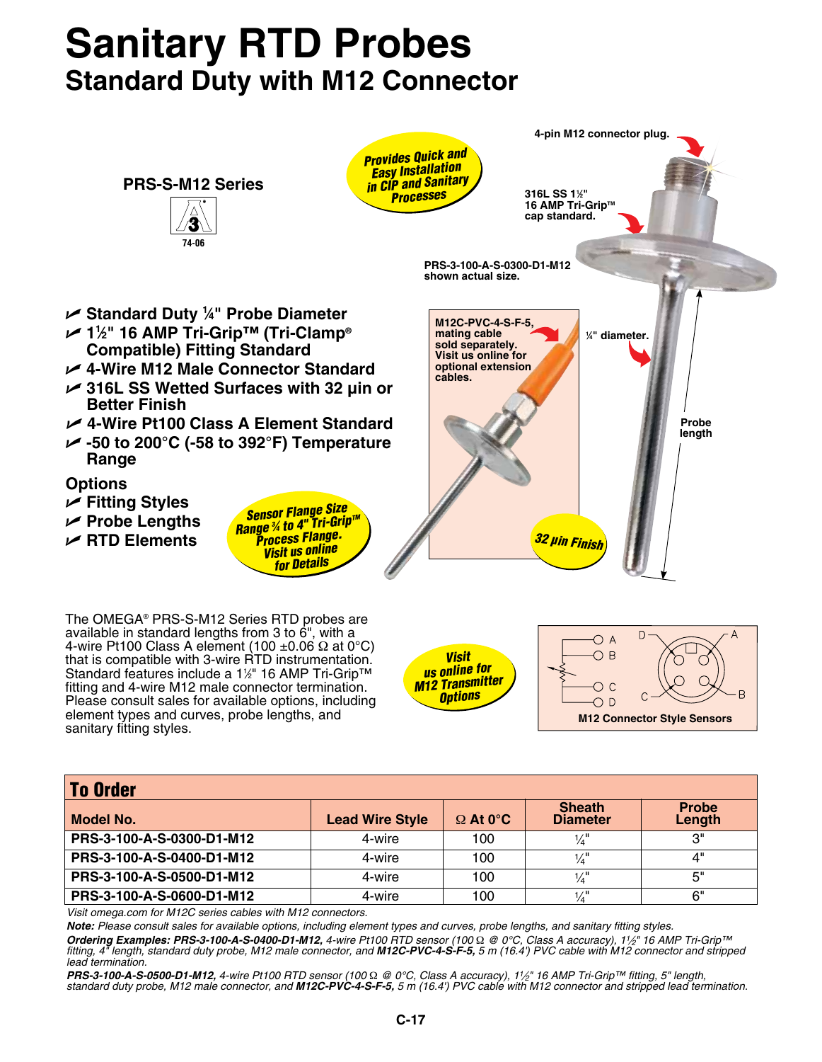# Sanitary RTD Probes

## Standard Duty with M12 Connector

**PRS-S-M12 Series**

74-06

Provides Quick and Easy Installation in CIP and Sanitary Processes

4-pin M12 connector plug.

316L SS 1½" 16 AMP Tri-Grip™ cap standard.

PRS-3-100-A-S-0300-D1-M12 shown actual size.

M12C-PVC-4-S-F-5, mating cable sold separately. Visit us online for optional extension cables.

¼" diameter.

Probe length

32 µin Finish

- Standard Duty ¼" Probe Diameter
- 1½" 16 AMP Tri-Grip™ (Tri-Clamp® Compatible) Fitting Standard
- 4-Wire M12 Male Connector Standard
- 316L SS Wetted Surfaces with 32 µin or Better Finish
- 4-Wire Pt100 Class A Element Standard
- -50 to 200°C (-58 to 392°F) Temperature Range

**Options**

- Fitting Styles
- Probe Lengths
- RTD Elements

Sensor Flange Size Range ¾ to 4" Tri-Grip™ Process Flange. Visit us online for Details

The OMEGA® PRS-S-M12 Series RTD probes are available in standard lengths from 3 to 6", with a 4-wire Pt100 Class A element (100 ±0.06 Ω at 0°C) that is compatible with 3-wire RTD instrumentation. Standard features include a 1½" 16 AMP Tri-Grip™ fitting and 4-wire M12 male connector termination. Please consult sales for available options, including element types and curves, probe lengths, and sanitary fitting styles.

Visit us online for M12 Transmitter Options

A B C D

M12 Connector Style Sensors

## To Order

| Model No. | Lead Wire Style | Ω At 0°C | Sheath Diameter | Probe Length |
|---|---|---|---|---|
| PRS-3-100-A-S-0300-D1-M12 | 4-wire | 100 | ¼" | 3" |
| PRS-3-100-A-S-0400-D1-M12 | 4-wire | 100 | ¼" | 4" |
| PRS-3-100-A-S-0500-D1-M12 | 4-wire | 100 | ¼" | 5" |
| PRS-3-100-A-S-0600-D1-M12 | 4-wire | 100 | ¼" | 6" |

*Visit omega.com for M12C series cables with M12 connectors.*

***Note:*** *Please consult sales for available options, including element types and curves, probe lengths, and sanitary fitting styles.*

***Ordering Examples: PRS-3-100-A-S-0400-D1-M12,*** *4-wire Pt100 RTD sensor (100 Ω @ 0°C, Class A accuracy), 1½" 16 AMP Tri-Grip™ fitting, 4" length, standard duty probe, M12 male connector, and* ***M12C-PVC-4-S-F-5,*** *5 m (16.4') PVC cable with M12 connector and stripped lead termination.*

***PRS-3-100-A-S-0500-D1-M12,*** *4-wire Pt100 RTD sensor (100 Ω @ 0°C, Class A accuracy), 1½" 16 AMP Tri-Grip™ fitting, 5" length, standard duty probe, M12 male connector, and* ***M12C-PVC-4-S-F-5,*** *5 m (16.4') PVC cable with M12 connector and stripped lead termination.*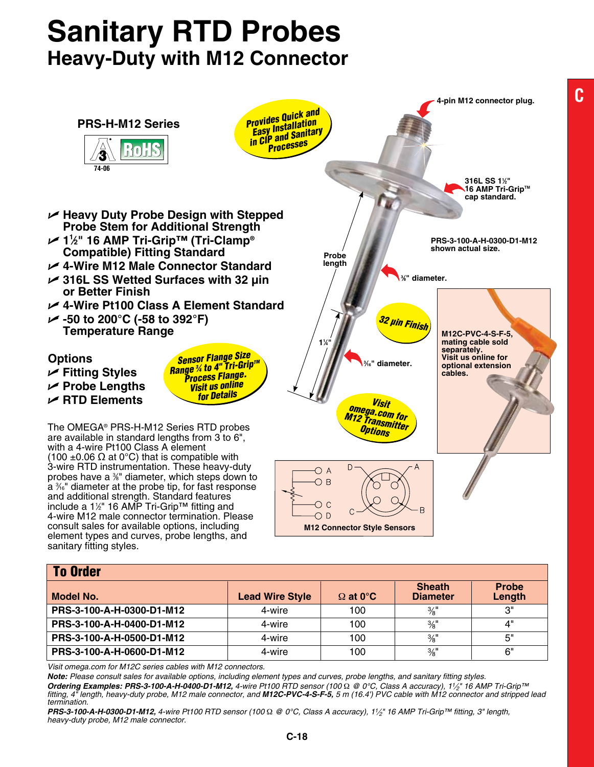# Sanitary RTD Probes

## Heavy-Duty with M12 Connector

### PRS-H-M12 Series

74-06

Provides Quick and Easy Installation in CIP and Sanitary Processes

- Heavy Duty Probe Design with Stepped Probe Stem for Additional Strength
- 1½" 16 AMP Tri-Grip™ (Tri-Clamp® Compatible) Fitting Standard
- 4-Wire M12 Male Connector Standard
- 316L SS Wetted Surfaces with 32 μin or Better Finish
- 4-Wire Pt100 Class A Element Standard
- -50 to 200°C (-58 to 392°F) Temperature Range

**Options**

- Fitting Styles
- Probe Lengths
- RTD Elements

Sensor Flange Size Range ¾ to 4" Tri-Grip™ Process Flange. Visit us online for Details

The OMEGA® PRS-H-M12 Series RTD probes are available in standard lengths from 3 to 6", with a 4-wire Pt100 Class A element (100 ±0.06 Ω at 0°C) that is compatible with 3-wire RTD instrumentation. These heavy-duty probes have a ⅜" diameter, which steps down to a 3⁄16" diameter at the probe tip, for fast response and additional strength. Standard features include a 1½" 16 AMP Tri-Grip™ fitting and 4-wire M12 male connector termination. Please consult sales for available options, including element types and curves, probe lengths, and sanitary fitting styles.

4-pin M12 connector plug.

316L SS 1½" 16 AMP Tri-Grip™ cap standard.

PRS-3-100-A-H-0300-D1-M12 shown actual size.

Probe length

⅜" diameter.

32 μin Finish

1¼"

3⁄16" diameter.

M12C-PVC-4-S-F-5, mating cable sold separately. Visit us online for optional extension cables.

Visit omega.com for M12 Transmitter Options

A
B
C
D

M12 Connector Style Sensors

## To Order

| Model No. | Lead Wire Style | Ω at 0°C | Sheath Diameter | Probe Length |
|---|---|---|---|---|
| PRS-3-100-A-H-0300-D1-M12 | 4-wire | 100 | ⅜" | 3" |
| PRS-3-100-A-H-0400-D1-M12 | 4-wire | 100 | ⅜" | 4" |
| PRS-3-100-A-H-0500-D1-M12 | 4-wire | 100 | ⅜" | 5" |
| PRS-3-100-A-H-0600-D1-M12 | 4-wire | 100 | ⅜" | 6" |

*Visit omega.com for M12C series cables with M12 connectors.*

***Note:*** *Please consult sales for available options, including element types and curves, probe lengths, and sanitary fitting styles.*

***Ordering Examples: PRS-3-100-A-H-0400-D1-M12,*** *4-wire Pt100 RTD sensor (100 Ω @ 0°C, Class A accuracy), 1½" 16 AMP Tri-Grip™ fitting, 4" length, heavy-duty probe, M12 male connector, and* ***M12C-PVC-4-S-F-5,*** *5 m (16.4') PVC cable with M12 connector and stripped lead termination.*

***PRS-3-100-A-H-0300-D1-M12,*** *4-wire Pt100 RTD sensor (100 Ω @ 0°C, Class A accuracy), 1½" 16 AMP Tri-Grip™ fitting, 3" length, heavy-duty probe, M12 male connector.*